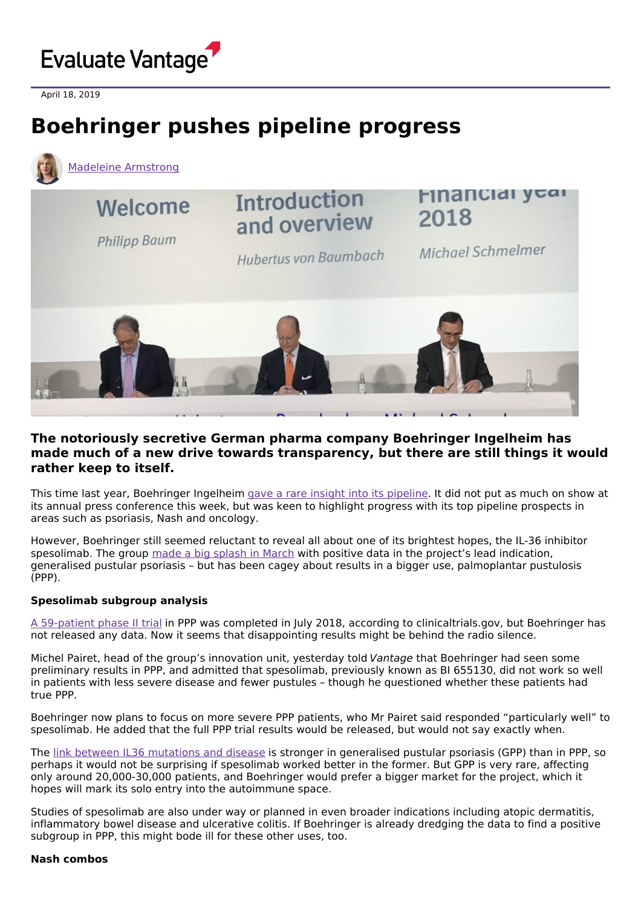Evaluate Vantage

April 18, 2019

# Boehringer pushes pipeline progress

Madeleine Armstrong

**The notoriously secretive German pharma company Boehringer Ingelheim has made much of a new drive towards transparency, but there are still things it would rather keep to itself.**

This time last year, Boehringer Ingelheim gave a rare insight into its pipeline. It did not put as much on show at its annual press conference this week, but was keen to highlight progress with its top pipeline prospects in areas such as psoriasis, Nash and oncology.

However, Boehringer still seemed reluctant to reveal all about one of its brightest hopes, the IL-36 inhibitor spesolimab. The group made a big splash in March with positive data in the project's lead indication, generalised pustular psoriasis – but has been cagey about results in a bigger use, palmoplantar pustulosis (PPP).

**Spesolimab subgroup analysis**

A 59-patient phase II trial in PPP was completed in July 2018, according to clinicaltrials.gov, but Boehringer has not released any data. Now it seems that disappointing results might be behind the radio silence.

Michel Pairet, head of the group's innovation unit, yesterday told *Vantage* that Boehringer had seen some preliminary results in PPP, and admitted that spesolimab, previously known as BI 655130, did not work so well in patients with less severe disease and fewer pustules – though he questioned whether these patients had true PPP.

Boehringer now plans to focus on more severe PPP patients, who Mr Pairet said responded "particularly well" to spesolimab. He added that the full PPP trial results would be released, but would not say exactly when.

The link between IL36 mutations and disease is stronger in generalised pustular psoriasis (GPP) than in PPP, so perhaps it would not be surprising if spesolimab worked better in the former. But GPP is very rare, affecting only around 20,000-30,000 patients, and Boehringer would prefer a bigger market for the project, which it hopes will mark its solo entry into the autoimmune space.

Studies of spesolimab are also under way or planned in even broader indications including atopic dermatitis, inflammatory bowel disease and ulcerative colitis. If Boehringer is already dredging the data to find a positive subgroup in PPP, this might bode ill for these other uses, too.

**Nash combos**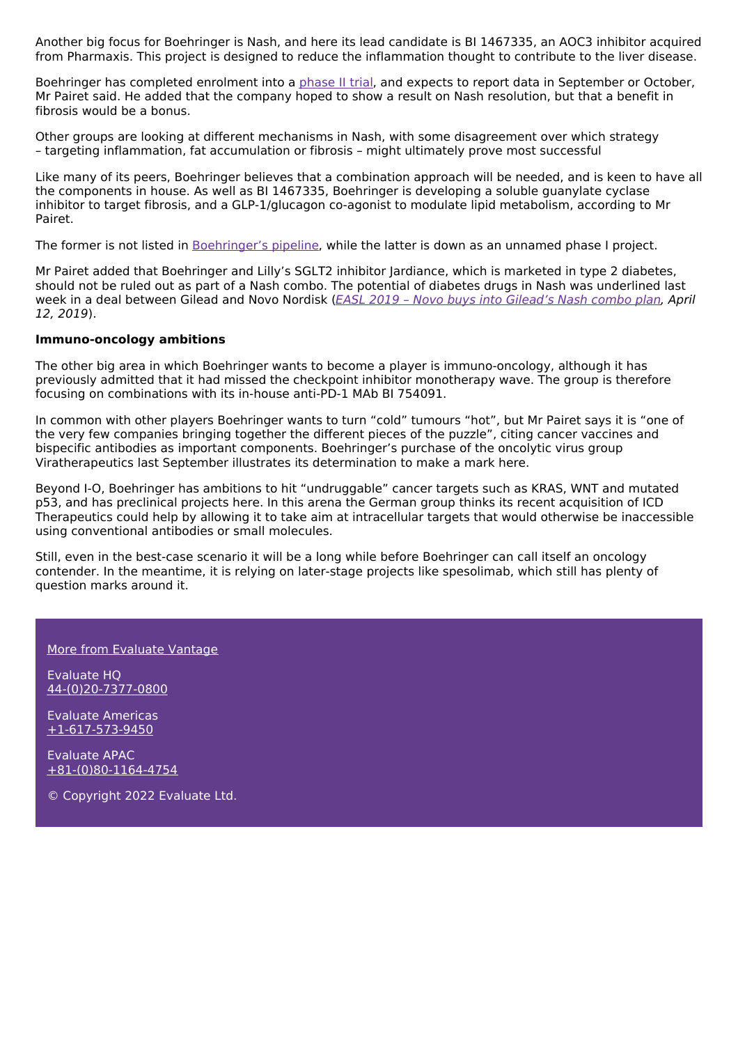Another big focus for Boehringer is Nash, and here its lead candidate is BI 1467335, an AOC3 inhibitor acquired from Pharmaxis. This project is designed to reduce the inflammation thought to contribute to the liver disease.

Boehringer has completed enrolment into a phase II trial, and expects to report data in September or October, Mr Pairet said. He added that the company hoped to show a result on Nash resolution, but that a benefit in fibrosis would be a bonus.

Other groups are looking at different mechanisms in Nash, with some disagreement over which strategy – targeting inflammation, fat accumulation or fibrosis – might ultimately prove most successful

Like many of its peers, Boehringer believes that a combination approach will be needed, and is keen to have all the components in house. As well as BI 1467335, Boehringer is developing a soluble guanylate cyclase inhibitor to target fibrosis, and a GLP-1/glucagon co-agonist to modulate lipid metabolism, according to Mr Pairet.

The former is not listed in Boehringer's pipeline, while the latter is down as an unnamed phase I project.

Mr Pairet added that Boehringer and Lilly's SGLT2 inhibitor Jardiance, which is marketed in type 2 diabetes, should not be ruled out as part of a Nash combo. The potential of diabetes drugs in Nash was underlined last week in a deal between Gilead and Novo Nordisk (*EASL 2019 – Novo buys into Gilead's Nash combo plan, April 12, 2019*).

**Immuno-oncology ambitions**

The other big area in which Boehringer wants to become a player is immuno-oncology, although it has previously admitted that it had missed the checkpoint inhibitor monotherapy wave. The group is therefore focusing on combinations with its in-house anti-PD-1 MAb BI 754091.

In common with other players Boehringer wants to turn "cold" tumours "hot", but Mr Pairet says it is "one of the very few companies bringing together the different pieces of the puzzle", citing cancer vaccines and bispecific antibodies as important components. Boehringer's purchase of the oncolytic virus group Viratherapeutics last September illustrates its determination to make a mark here.

Beyond I-O, Boehringer has ambitions to hit "undruggable" cancer targets such as KRAS, WNT and mutated p53, and has preclinical projects here. In this arena the German group thinks its recent acquisition of ICD Therapeutics could help by allowing it to take aim at intracellular targets that would otherwise be inaccessible using conventional antibodies or small molecules.

Still, even in the best-case scenario it will be a long while before Boehringer can call itself an oncology contender. In the meantime, it is relying on later-stage projects like spesolimab, which still has plenty of question marks around it.

More from Evaluate Vantage

Evaluate HQ
44-(0)20-7377-0800

Evaluate Americas
+1-617-573-9450

Evaluate APAC
+81-(0)80-1164-4754

© Copyright 2022 Evaluate Ltd.